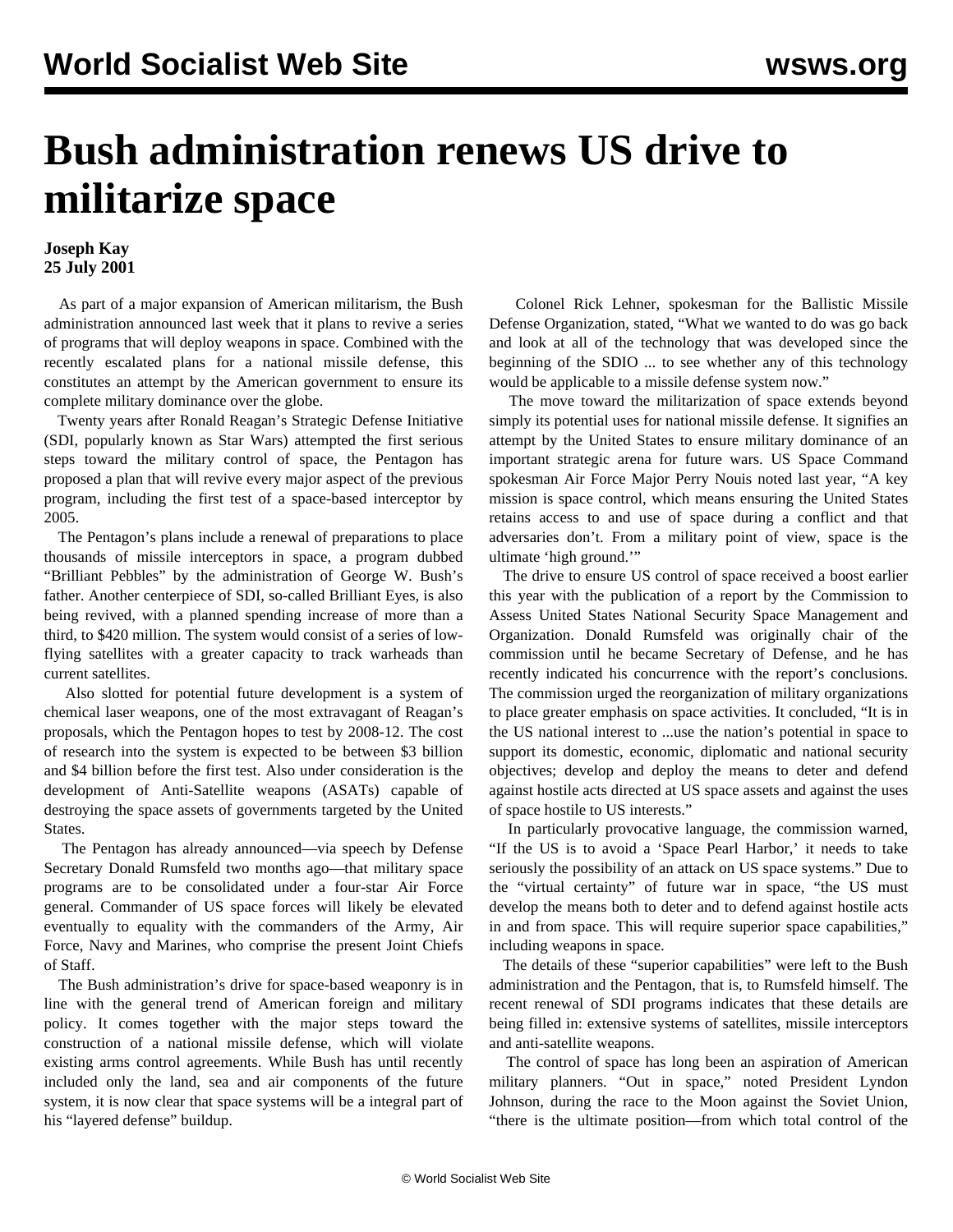# Bush administration renews US drive to militarize space

**Joseph Kay**
**25 July 2001**

As part of a major expansion of American militarism, the Bush administration announced last week that it plans to revive a series of programs that will deploy weapons in space. Combined with the recently escalated plans for a national missile defense, this constitutes an attempt by the American government to ensure its complete military dominance over the globe.

Twenty years after Ronald Reagan's Strategic Defense Initiative (SDI, popularly known as Star Wars) attempted the first serious steps toward the military control of space, the Pentagon has proposed a plan that will revive every major aspect of the previous program, including the first test of a space-based interceptor by 2005.

The Pentagon's plans include a renewal of preparations to place thousands of missile interceptors in space, a program dubbed "Brilliant Pebbles" by the administration of George W. Bush's father. Another centerpiece of SDI, so-called Brilliant Eyes, is also being revived, with a planned spending increase of more than a third, to $420 million. The system would consist of a series of low-flying satellites with a greater capacity to track warheads than current satellites.

Also slotted for potential future development is a system of chemical laser weapons, one of the most extravagant of Reagan's proposals, which the Pentagon hopes to test by 2008-12. The cost of research into the system is expected to be between $3 billion and $4 billion before the first test. Also under consideration is the development of Anti-Satellite weapons (ASATs) capable of destroying the space assets of governments targeted by the United States.

The Pentagon has already announced—via speech by Defense Secretary Donald Rumsfeld two months ago—that military space programs are to be consolidated under a four-star Air Force general. Commander of US space forces will likely be elevated eventually to equality with the commanders of the Army, Air Force, Navy and Marines, who comprise the present Joint Chiefs of Staff.

The Bush administration's drive for space-based weaponry is in line with the general trend of American foreign and military policy. It comes together with the major steps toward the construction of a national missile defense, which will violate existing arms control agreements. While Bush has until recently included only the land, sea and air components of the future system, it is now clear that space systems will be a integral part of his "layered defense" buildup.

Colonel Rick Lehner, spokesman for the Ballistic Missile Defense Organization, stated, "What we wanted to do was go back and look at all of the technology that was developed since the beginning of the SDIO ... to see whether any of this technology would be applicable to a missile defense system now."

The move toward the militarization of space extends beyond simply its potential uses for national missile defense. It signifies an attempt by the United States to ensure military dominance of an important strategic arena for future wars. US Space Command spokesman Air Force Major Perry Nouis noted last year, "A key mission is space control, which means ensuring the United States retains access to and use of space during a conflict and that adversaries don't. From a military point of view, space is the ultimate 'high ground.'"

The drive to ensure US control of space received a boost earlier this year with the publication of a report by the Commission to Assess United States National Security Space Management and Organization. Donald Rumsfeld was originally chair of the commission until he became Secretary of Defense, and he has recently indicated his concurrence with the report's conclusions. The commission urged the reorganization of military organizations to place greater emphasis on space activities. It concluded, "It is in the US national interest to ...use the nation's potential in space to support its domestic, economic, diplomatic and national security objectives; develop and deploy the means to deter and defend against hostile acts directed at US space assets and against the uses of space hostile to US interests."

In particularly provocative language, the commission warned, "If the US is to avoid a 'Space Pearl Harbor,' it needs to take seriously the possibility of an attack on US space systems." Due to the "virtual certainty" of future war in space, "the US must develop the means both to deter and to defend against hostile acts in and from space. This will require superior space capabilities," including weapons in space.

The details of these "superior capabilities" were left to the Bush administration and the Pentagon, that is, to Rumsfeld himself. The recent renewal of SDI programs indicates that these details are being filled in: extensive systems of satellites, missile interceptors and anti-satellite weapons.

The control of space has long been an aspiration of American military planners. "Out in space," noted President Lyndon Johnson, during the race to the Moon against the Soviet Union, "there is the ultimate position—from which total control of the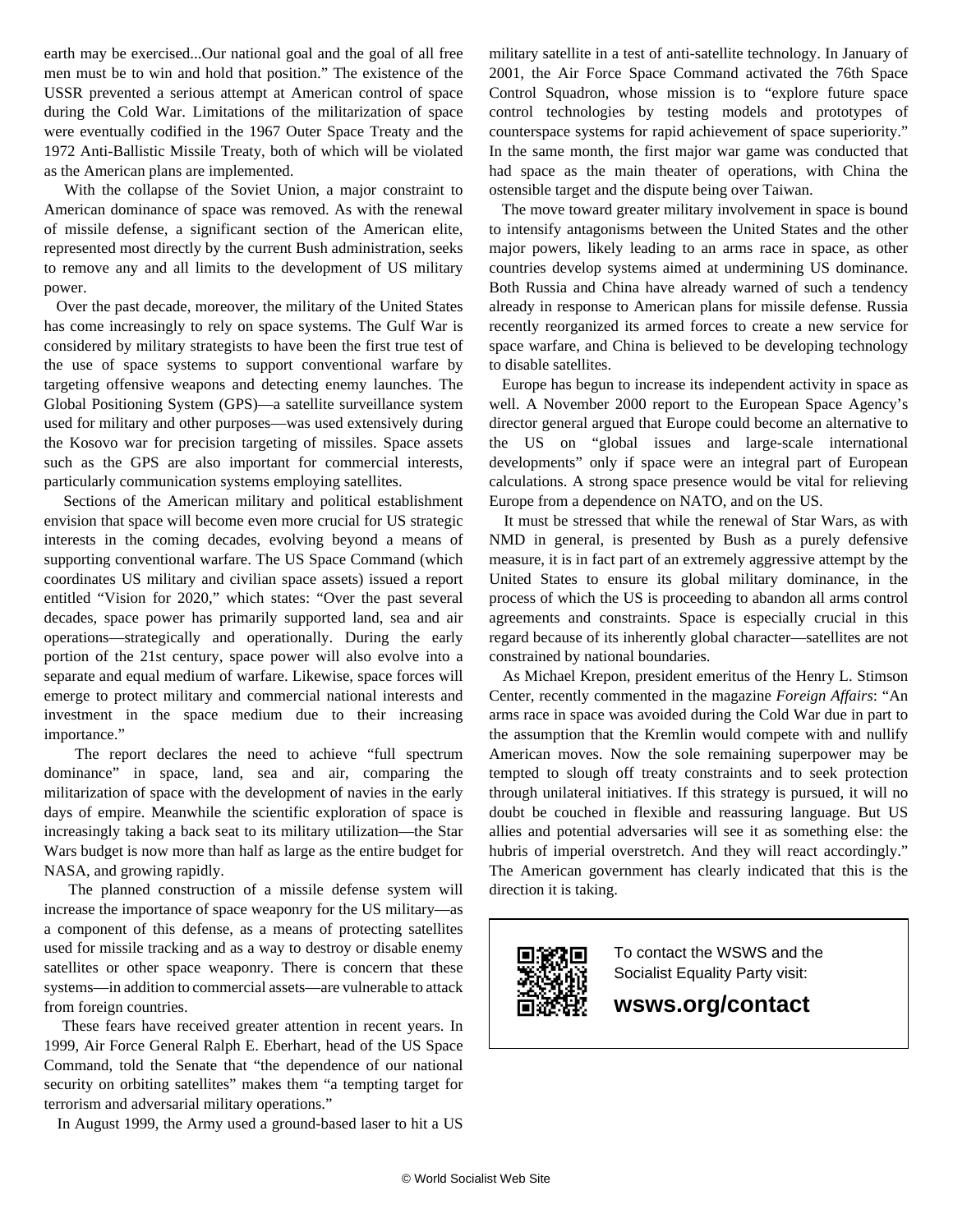earth may be exercised...Our national goal and the goal of all free men must be to win and hold that position." The existence of the USSR prevented a serious attempt at American control of space during the Cold War. Limitations of the militarization of space were eventually codified in the 1967 Outer Space Treaty and the 1972 Anti-Ballistic Missile Treaty, both of which will be violated as the American plans are implemented.

With the collapse of the Soviet Union, a major constraint to American dominance of space was removed. As with the renewal of missile defense, a significant section of the American elite, represented most directly by the current Bush administration, seeks to remove any and all limits to the development of US military power.

Over the past decade, moreover, the military of the United States has come increasingly to rely on space systems. The Gulf War is considered by military strategists to have been the first true test of the use of space systems to support conventional warfare by targeting offensive weapons and detecting enemy launches. The Global Positioning System (GPS)—a satellite surveillance system used for military and other purposes—was used extensively during the Kosovo war for precision targeting of missiles. Space assets such as the GPS are also important for commercial interests, particularly communication systems employing satellites.

Sections of the American military and political establishment envision that space will become even more crucial for US strategic interests in the coming decades, evolving beyond a means of supporting conventional warfare. The US Space Command (which coordinates US military and civilian space assets) issued a report entitled "Vision for 2020," which states: "Over the past several decades, space power has primarily supported land, sea and air operations—strategically and operationally. During the early portion of the 21st century, space power will also evolve into a separate and equal medium of warfare. Likewise, space forces will emerge to protect military and commercial national interests and investment in the space medium due to their increasing importance."

The report declares the need to achieve "full spectrum dominance" in space, land, sea and air, comparing the militarization of space with the development of navies in the early days of empire. Meanwhile the scientific exploration of space is increasingly taking a back seat to its military utilization—the Star Wars budget is now more than half as large as the entire budget for NASA, and growing rapidly.

The planned construction of a missile defense system will increase the importance of space weaponry for the US military—as a component of this defense, as a means of protecting satellites used for missile tracking and as a way to destroy or disable enemy satellites or other space weaponry. There is concern that these systems—in addition to commercial assets—are vulnerable to attack from foreign countries.

These fears have received greater attention in recent years. In 1999, Air Force General Ralph E. Eberhart, head of the US Space Command, told the Senate that "the dependence of our national security on orbiting satellites" makes them "a tempting target for terrorism and adversarial military operations."

In August 1999, the Army used a ground-based laser to hit a US military satellite in a test of anti-satellite technology. In January of 2001, the Air Force Space Command activated the 76th Space Control Squadron, whose mission is to "explore future space control technologies by testing models and prototypes of counterspace systems for rapid achievement of space superiority." In the same month, the first major war game was conducted that had space as the main theater of operations, with China the ostensible target and the dispute being over Taiwan.

The move toward greater military involvement in space is bound to intensify antagonisms between the United States and the other major powers, likely leading to an arms race in space, as other countries develop systems aimed at undermining US dominance. Both Russia and China have already warned of such a tendency already in response to American plans for missile defense. Russia recently reorganized its armed forces to create a new service for space warfare, and China is believed to be developing technology to disable satellites.

Europe has begun to increase its independent activity in space as well. A November 2000 report to the European Space Agency's director general argued that Europe could become an alternative to the US on "global issues and large-scale international developments" only if space were an integral part of European calculations. A strong space presence would be vital for relieving Europe from a dependence on NATO, and on the US.

It must be stressed that while the renewal of Star Wars, as with NMD in general, is presented by Bush as a purely defensive measure, it is in fact part of an extremely aggressive attempt by the United States to ensure its global military dominance, in the process of which the US is proceeding to abandon all arms control agreements and constraints. Space is especially crucial in this regard because of its inherently global character—satellites are not constrained by national boundaries.

As Michael Krepon, president emeritus of the Henry L. Stimson Center, recently commented in the magazine *Foreign Affairs*: "An arms race in space was avoided during the Cold War due in part to the assumption that the Kremlin would compete with and nullify American moves. Now the sole remaining superpower may be tempted to slough off treaty constraints and to seek protection through unilateral initiatives. If this strategy is pursued, it will no doubt be couched in flexible and reassuring language. But US allies and potential adversaries will see it as something else: the hubris of imperial overstretch. And they will react accordingly." The American government has clearly indicated that this is the direction it is taking.

To contact the WSWS and the Socialist Equality Party visit:

**wsws.org/contact**